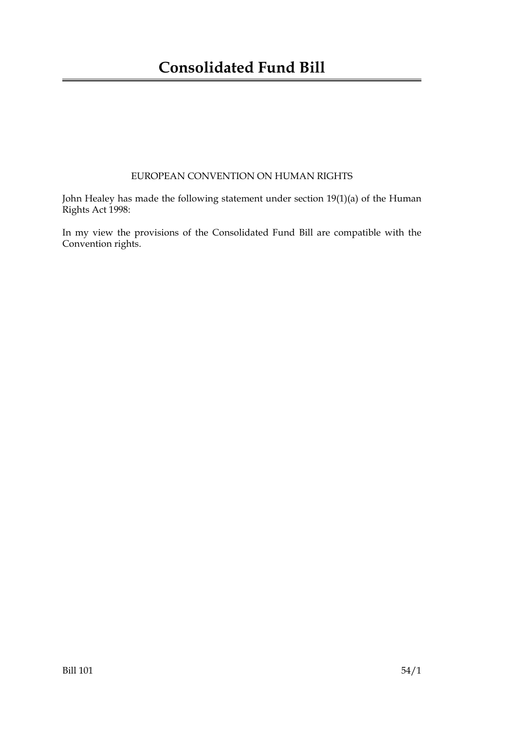# Consolidated Fund Bill

EUROPEAN CONVENTION ON HUMAN RIGHTS

John Healey has made the following statement under section 19(1)(a) of the Human Rights Act 1998:

In my view the provisions of the Consolidated Fund Bill are compatible with the Convention rights.

Bill 101 54/1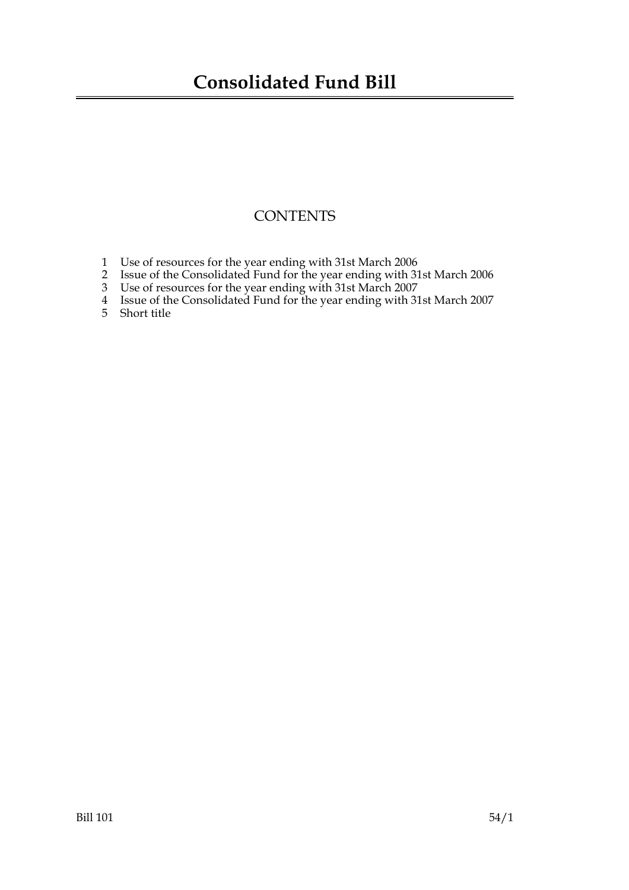# Consolidated Fund Bill

## CONTENTS

1 Use of resources for the year ending with 31st March 2006
2 Issue of the Consolidated Fund for the year ending with 31st March 2006
3 Use of resources for the year ending with 31st March 2007
4 Issue of the Consolidated Fund for the year ending with 31st March 2007
5 Short title

Bill 101 54/1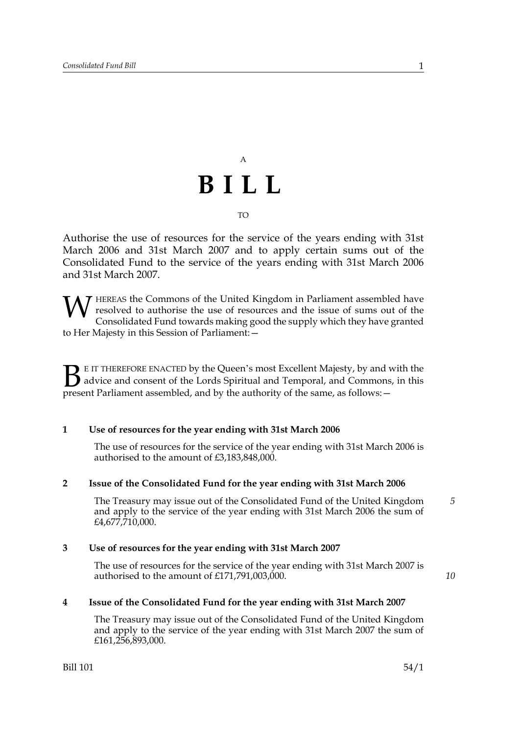A

# BILL

TO

Authorise the use of resources for the service of the years ending with 31st March 2006 and 31st March 2007 and to apply certain sums out of the Consolidated Fund to the service of the years ending with 31st March 2006 and 31st March 2007.

WHEREAS the Commons of the United Kingdom in Parliament assembled have resolved to authorise the use of resources and the issue of sums out of the Consolidated Fund towards making good the supply which they have granted to Her Majesty in this Session of Parliament:—

BE IT THEREFORE ENACTED by the Queen's most Excellent Majesty, by and with the advice and consent of the Lords Spiritual and Temporal, and Commons, in this present Parliament assembled, and by the authority of the same, as follows:—

### 1 Use of resources for the year ending with 31st March 2006

The use of resources for the service of the year ending with 31st March 2006 is authorised to the amount of £3,183,848,000.

### 2 Issue of the Consolidated Fund for the year ending with 31st March 2006

The Treasury may issue out of the Consolidated Fund of the United Kingdom and apply to the service of the year ending with 31st March 2006 the sum of £4,677,710,000.

### 3 Use of resources for the year ending with 31st March 2007

The use of resources for the service of the year ending with 31st March 2007 is authorised to the amount of £171,791,003,000.

### 4 Issue of the Consolidated Fund for the year ending with 31st March 2007

The Treasury may issue out of the Consolidated Fund of the United Kingdom and apply to the service of the year ending with 31st March 2007 the sum of £161,256,893,000.

Bill 101 54/1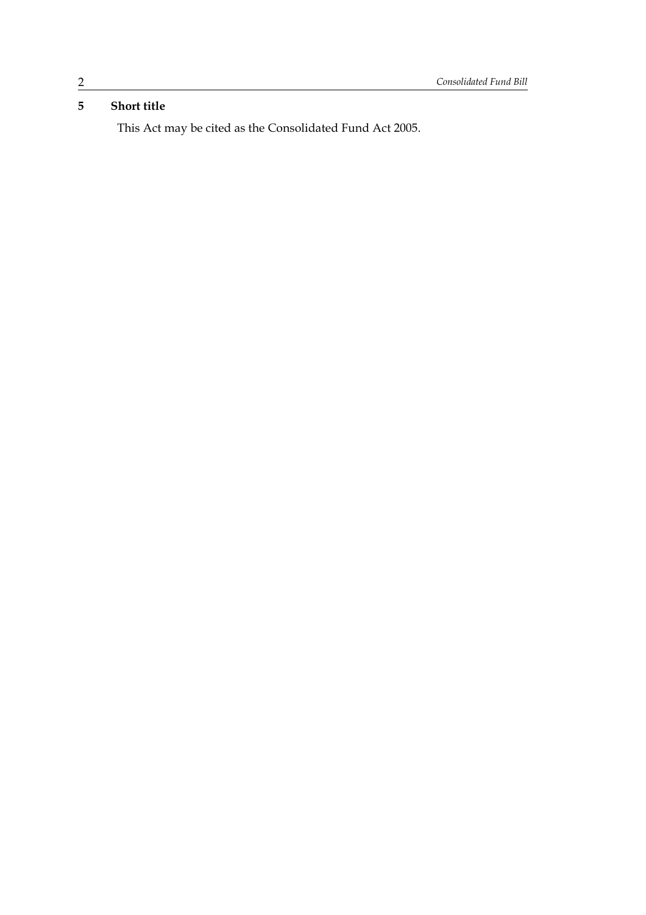### 5 Short title

This Act may be cited as the Consolidated Fund Act 2005.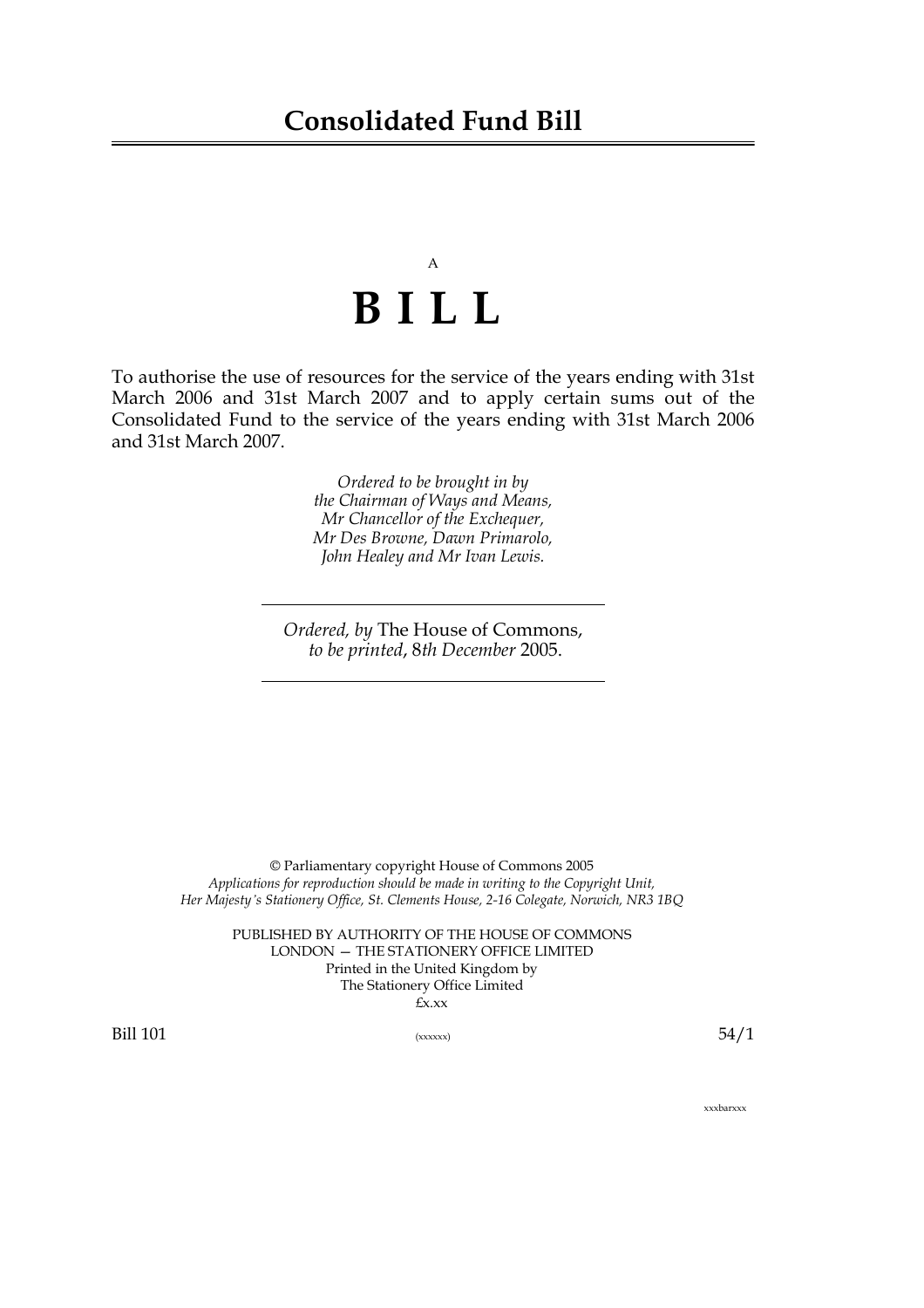# Consolidated Fund Bill

A

# B I L L

To authorise the use of resources for the service of the years ending with 31st March 2006 and 31st March 2007 and to apply certain sums out of the Consolidated Fund to the service of the years ending with 31st March 2006 and 31st March 2007.

*Ordered to be brought in by the Chairman of Ways and Means, Mr Chancellor of the Exchequer, Mr Des Browne, Dawn Primarolo, John Healey and Mr Ivan Lewis.*

---

*Ordered, by* The House of Commons, *to be printed*, 8*th December* 2005.

---

© Parliamentary copyright House of Commons 2005
*Applications for reproduction should be made in writing to the Copyright Unit, Her Majesty's Stationery Office, St. Clements House, 2-16 Colegate, Norwich, NR3 1BQ*

PUBLISHED BY AUTHORITY OF THE HOUSE OF COMMONS
LONDON — THE STATIONERY OFFICE LIMITED
Printed in the United Kingdom by
The Stationery Office Limited
£x.xx

Bill 101 (xxxxxx) 54/1

xxxbarxxx